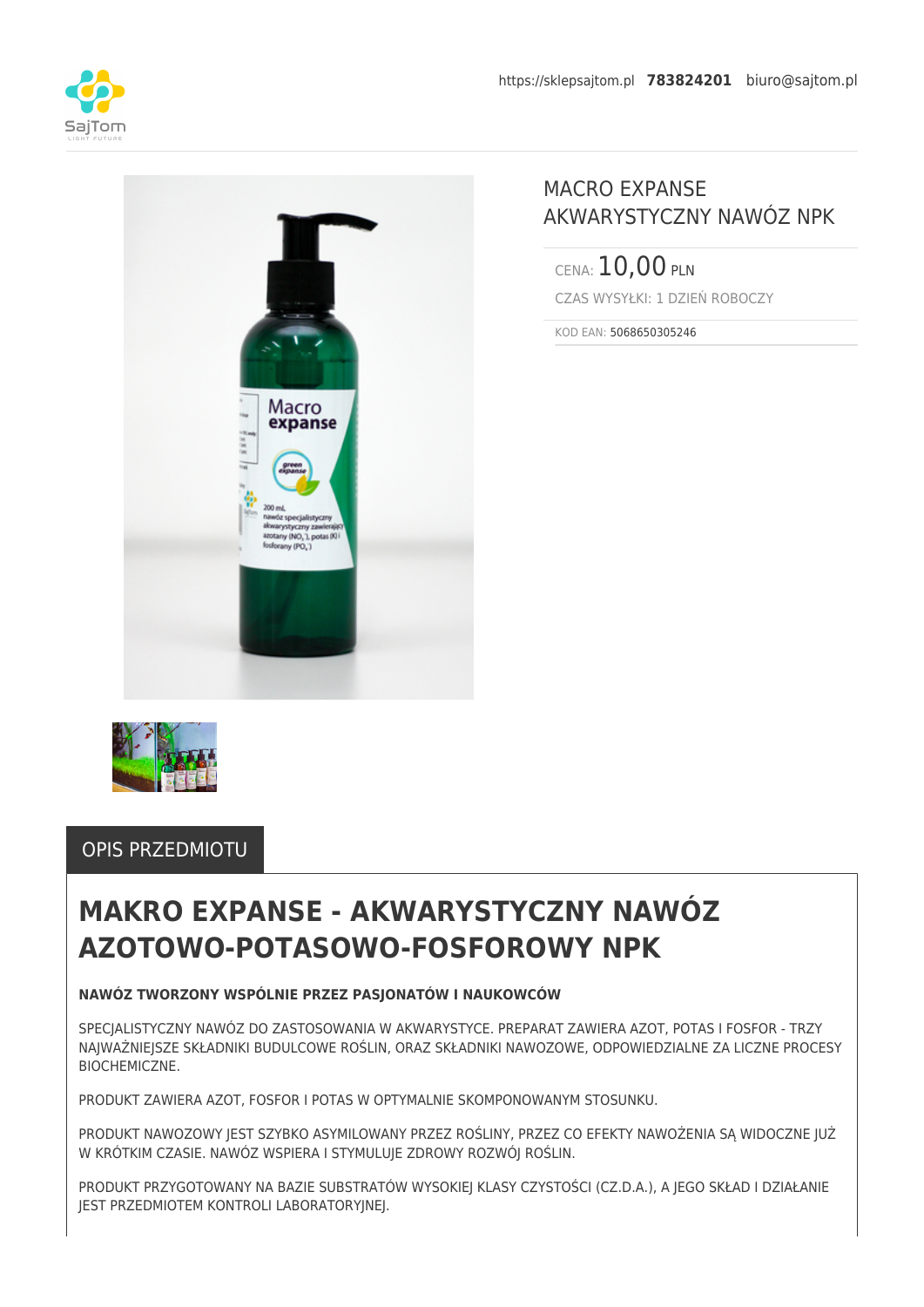https://sklepsajtom.pl **783824201** biuro@sajtom.pl

# MACRO EXPANSE AKWARYSTYCZNY NAWÓZ NPK

CENA: 10,00 PLN

CZAS WYSYŁKI: 1 DZIEŃ ROBOCZY

KOD EAN: 5068650305246

## OPIS PRZEDMIOTU

# MAKRO EXPANSE - AKWARYSTYCZNY NAWÓZ AZOTOWO-POTASOWO-FOSFOROWY NPK

**NAWÓZ TWORZONY WSPÓLNIE PRZEZ PASJONATÓW I NAUKOWCÓW**

SPECJALISTYCZNY NAWÓZ DO ZASTOSOWANIA W AKWARYSTYCE. PREPARAT ZAWIERA AZOT, POTAS I FOSFOR - TRZY NAJWAŻNIEJSZE SKŁADNIKI BUDULCOWE ROŚLIN, ORAZ SKŁADNIKI NAWOZOWE, ODPOWIEDZIALNE ZA LICZNE PROCESY BIOCHEMICZNE.

PRODUKT ZAWIERA AZOT, FOSFOR I POTAS W OPTYMALNIE SKOMPONOWANYM STOSUNKU.

PRODUKT NAWOZOWY JEST SZYBKO ASYMILOWANY PRZEZ ROŚLINY, PRZEZ CO EFEKTY NAWOŻENIA SĄ WIDOCZNE JUŻ W KRÓTKIM CZASIE. NAWÓZ WSPIERA I STYMULUJE ZDROWY ROZWÓJ ROŚLIN.

PRODUKT PRZYGOTOWANY NA BAZIE SUBSTRATÓW WYSOKIEJ KLASY CZYSTOŚCI (CZ.D.A.), A JEGO SKŁAD I DZIAŁANIE JEST PRZEDMIOTEM KONTROLI LABORATORYJNEJ.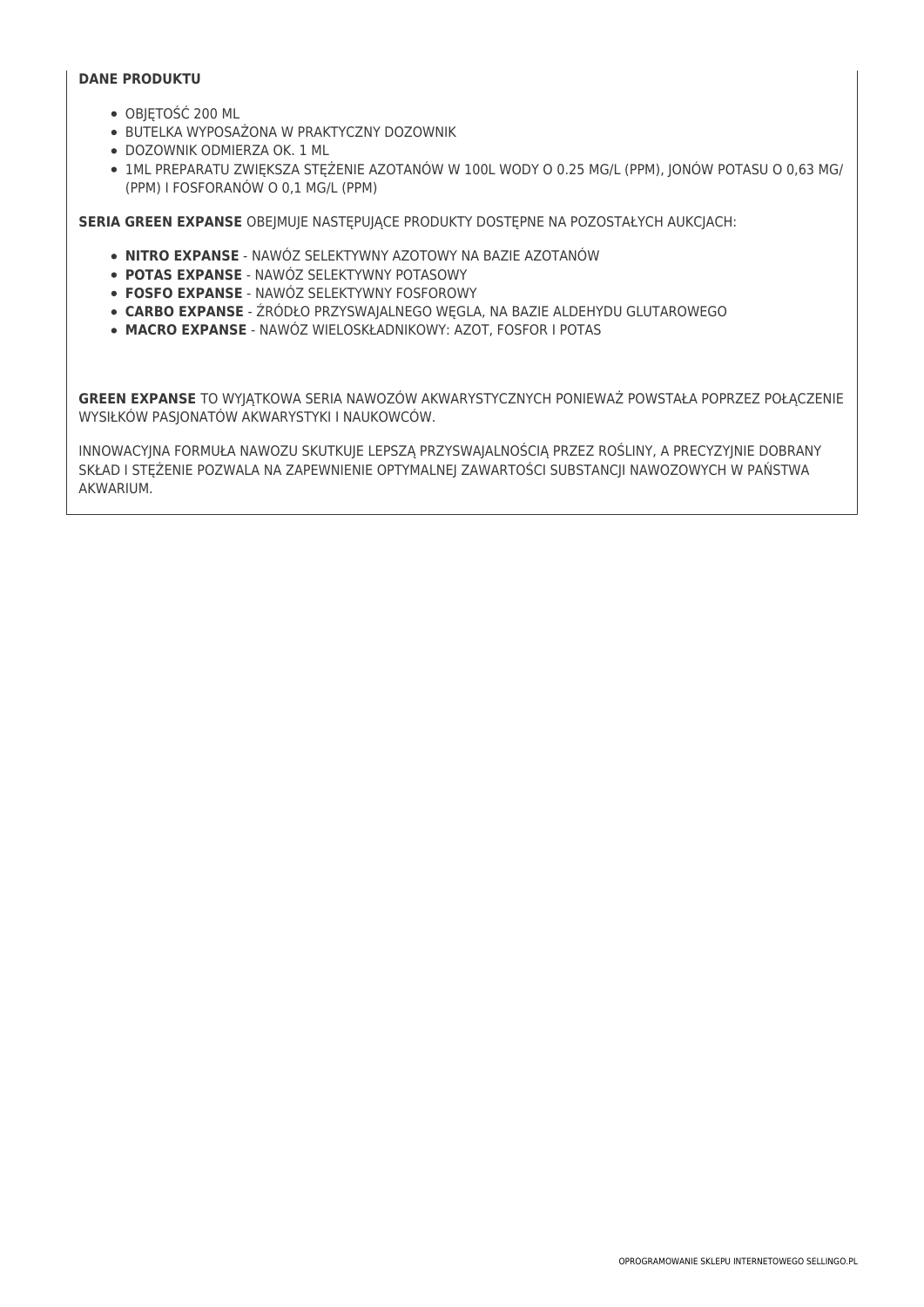**DANE PRODUKTU**

- OBJĘTOŚĆ 200 ML
- BUTELKA WYPOSAŻONA W PRAKTYCZNY DOZOWNIK
- DOZOWNIK ODMIERZA OK. 1 ML
- 1ML PREPARATU ZWIĘKSZA STĘŻENIE AZOTANÓW W 100L WODY O 0.25 MG/L (PPM), JONÓW POTASU O 0,63 MG/ (PPM) I FOSFORANÓW O 0,1 MG/L (PPM)

**SERIA GREEN EXPANSE** OBEJMUJE NASTĘPUJĄCE PRODUKTY DOSTĘPNE NA POZOSTAŁYCH AUKCJACH:

- **NITRO EXPANSE** - NAWÓZ SELEKTYWNY AZOTOWY NA BAZIE AZOTANÓW
- **POTAS EXPANSE** - NAWÓZ SELEKTYWNY POTASOWY
- **FOSFO EXPANSE** - NAWÓZ SELEKTYWNY FOSFOROWY
- **CARBO EXPANSE** - ŹRÓDŁO PRZYSWAJALNEGO WĘGLA, NA BAZIE ALDEHYDU GLUTAROWEGO
- **MACRO EXPANSE** - NAWÓZ WIELOSKŁADNIKOWY: AZOT, FOSFOR I POTAS

**GREEN EXPANSE** TO WYJĄTKOWA SERIA NAWOZÓW AKWARYSTYCZNYCH PONIEWAŻ POWSTAŁA POPRZEZ POŁĄCZENIE WYSIŁKÓW PASJONATÓW AKWARYSTYKI I NAUKOWCÓW.

INNOWACYJNA FORMUŁA NAWOZU SKUTKUJE LEPSZĄ PRZYSWAJALNOŚCIĄ PRZEZ ROŚLINY, A PRECYZYJNIE DOBRANY SKŁAD I STĘŻENIE POZWALA NA ZAPEWNIENIE OPTYMALNEJ ZAWARTOŚCI SUBSTANCJI NAWOZOWYCH W PAŃSTWA AKWARIUM.